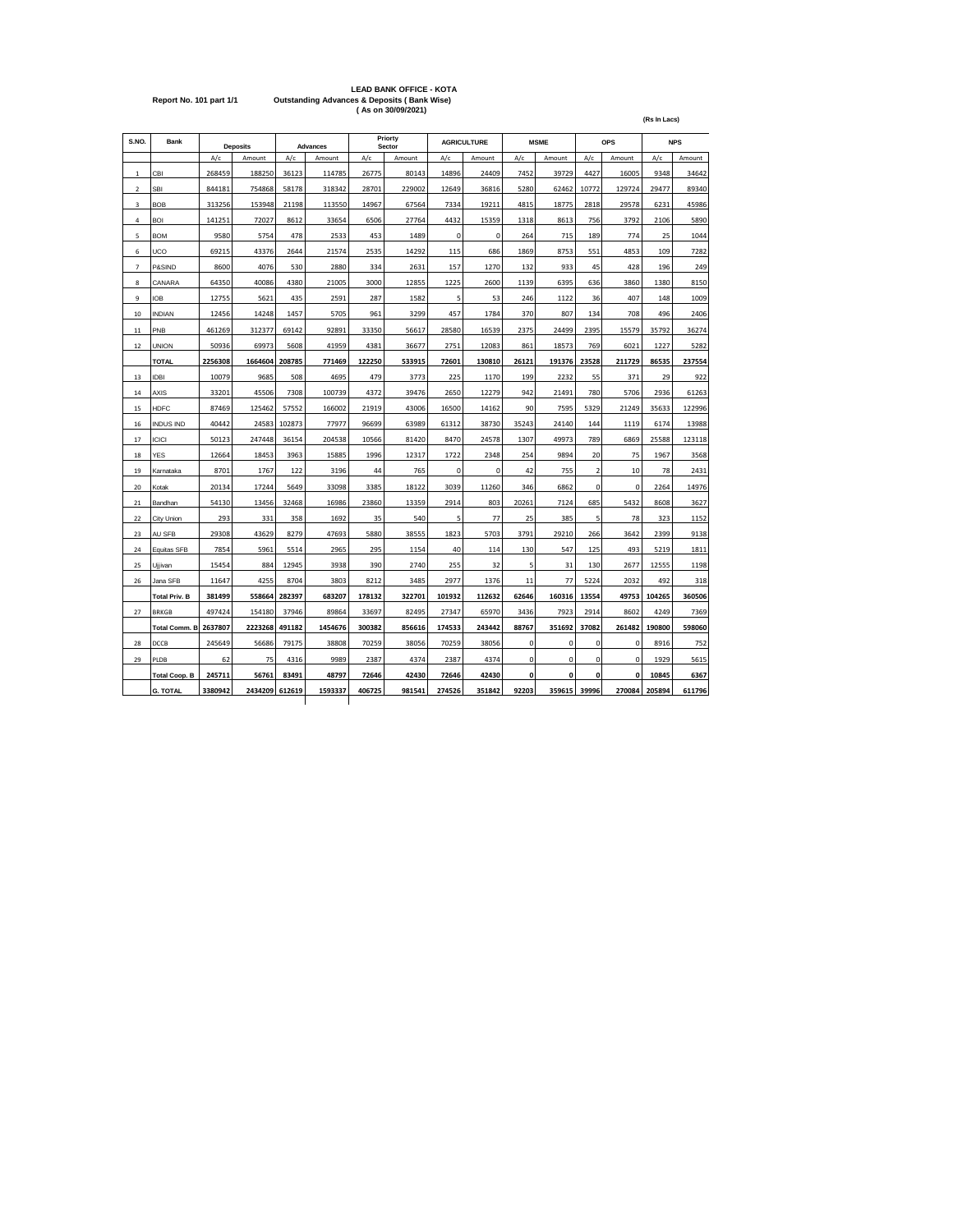# LEAD BANK OFFICE - KOTA

Report No. 101 part 1/1

**Outstanding Advances & Deposits ( Bank Wise)**
**( As on 30/09/2021)**

(Rs In Lacs)

| S.NO. | Bank | Deposits | | Advances | | Priorty Sector | | AGRICULTURE | | MSME | | OPS | | NPS | |
|---|---|---|---|---|---|---|---|---|---|---|---|---|---|---|---|
| | | A/c | Amount | A/c | Amount | A/c | Amount | A/c | Amount | A/c | Amount | A/c | Amount | A/c | Amount |
| 1 | CBI | 268459 | 188250 | 36123 | 114785 | 26775 | 80143 | 14896 | 24409 | 7452 | 39729 | 4427 | 16005 | 9348 | 34642 |
| 2 | SBI | 844181 | 754868 | 58178 | 318342 | 28701 | 229002 | 12649 | 36816 | 5280 | 62462 | 10772 | 129724 | 29477 | 89340 |
| 3 | BOB | 313256 | 153948 | 21198 | 113550 | 14967 | 67564 | 7334 | 19211 | 4815 | 18775 | 2818 | 29578 | 6231 | 45986 |
| 4 | BOI | 141251 | 72027 | 8612 | 33654 | 6506 | 27764 | 4432 | 15359 | 1318 | 8613 | 756 | 3792 | 2106 | 5890 |
| 5 | BOM | 9580 | 5754 | 478 | 2533 | 453 | 1489 | 0 | 0 | 264 | 715 | 189 | 774 | 25 | 1044 |
| 6 | UCO | 69215 | 43376 | 2644 | 21574 | 2535 | 14292 | 115 | 686 | 1869 | 8753 | 551 | 4853 | 109 | 7282 |
| 7 | P&SIND | 8600 | 4076 | 530 | 2880 | 334 | 2631 | 157 | 1270 | 132 | 933 | 45 | 428 | 196 | 249 |
| 8 | CANARA | 64350 | 40086 | 4380 | 21005 | 3000 | 12855 | 1225 | 2600 | 1139 | 6395 | 636 | 3860 | 1380 | 8150 |
| 9 | IOB | 12755 | 5621 | 435 | 2591 | 287 | 1582 | 5 | 53 | 246 | 1122 | 36 | 407 | 148 | 1009 |
| 10 | INDIAN | 12456 | 14248 | 1457 | 5705 | 961 | 3299 | 457 | 1784 | 370 | 807 | 134 | 708 | 496 | 2406 |
| 11 | PNB | 461269 | 312377 | 69142 | 92891 | 33350 | 56617 | 28580 | 16539 | 2375 | 24499 | 2395 | 15579 | 35792 | 36274 |
| 12 | UNION | 50936 | 69973 | 5608 | 41959 | 4381 | 36677 | 2751 | 12083 | 861 | 18573 | 769 | 6021 | 1227 | 5282 |
| | **TOTAL** | **2256308** | **1664604** | **208785** | **771469** | **122250** | **533915** | **72601** | **130810** | **26121** | **191376** | **23528** | **211729** | **86535** | **237554** |
| 13 | IDBI | 10079 | 9685 | 508 | 4695 | 479 | 3773 | 225 | 1170 | 199 | 2232 | 55 | 371 | 29 | 922 |
| 14 | AXIS | 33201 | 45506 | 7308 | 100739 | 4372 | 39476 | 2650 | 12279 | 942 | 21491 | 780 | 5706 | 2936 | 61263 |
| 15 | HDFC | 87469 | 125462 | 57552 | 166002 | 21919 | 43006 | 16500 | 14162 | 90 | 7595 | 5329 | 21249 | 35633 | 122996 |
| 16 | INDUS IND | 40442 | 24583 | 102873 | 77977 | 96699 | 63989 | 61312 | 38730 | 35243 | 24140 | 144 | 1119 | 6174 | 13988 |
| 17 | ICICI | 50123 | 247448 | 36154 | 204538 | 10566 | 81420 | 8470 | 24578 | 1307 | 49973 | 789 | 6869 | 25588 | 123118 |
| 18 | YES | 12664 | 18453 | 3963 | 15885 | 1996 | 12317 | 1722 | 2348 | 254 | 9894 | 20 | 75 | 1967 | 3568 |
| 19 | Karnataka | 8701 | 1767 | 122 | 3196 | 44 | 765 | 0 | 0 | 42 | 755 | 2 | 10 | 78 | 2431 |
| 20 | Kotak | 20134 | 17244 | 5649 | 33098 | 3385 | 18122 | 3039 | 11260 | 346 | 6862 | 0 | 0 | 2264 | 14976 |
| 21 | Bandhan | 54130 | 13456 | 32468 | 16986 | 23860 | 13359 | 2914 | 803 | 20261 | 7124 | 685 | 5432 | 8608 | 3627 |
| 22 | City Union | 293 | 331 | 358 | 1692 | 35 | 540 | 5 | 77 | 25 | 385 | 5 | 78 | 323 | 1152 |
| 23 | AU SFB | 29308 | 43629 | 8279 | 47693 | 5880 | 38555 | 1823 | 5703 | 3791 | 29210 | 266 | 3642 | 2399 | 9138 |
| 24 | Equitas SFB | 7854 | 5961 | 5514 | 2965 | 295 | 1154 | 40 | 114 | 130 | 547 | 125 | 493 | 5219 | 1811 |
| 25 | Ujjivan | 15454 | 884 | 12945 | 3938 | 390 | 2740 | 255 | 32 | 5 | 31 | 130 | 2677 | 12555 | 1198 |
| 26 | Jana SFB | 11647 | 4255 | 8704 | 3803 | 8212 | 3485 | 2977 | 1376 | 11 | 77 | 5224 | 2032 | 492 | 318 |
| | **Total Priv. B** | **381499** | **558664** | **282397** | **683207** | **178132** | **322701** | **101932** | **112632** | **62646** | **160316** | **13554** | **49753** | **104265** | **360506** |
| 27 | BRKGB | 497424 | 154180 | 37946 | 89864 | 33697 | 82495 | 27347 | 65970 | 3436 | 7923 | 2914 | 8602 | 4249 | 7369 |
| | **Total Comm. B** | **2637807** | **2223268** | **491182** | **1454676** | **300382** | **856616** | **174533** | **243442** | **88767** | **351692** | **37082** | **261482** | **190800** | **598060** |
| 28 | DCCB | 245649 | 56686 | 79175 | 38808 | 70259 | 38056 | 70259 | 38056 | 0 | 0 | 0 | 0 | 8916 | 752 |
| 29 | PLDB | 62 | 75 | 4316 | 9989 | 2387 | 4374 | 2387 | 4374 | 0 | 0 | 0 | 0 | 1929 | 5615 |
| | **Total Coop. B** | **245711** | **56761** | **83491** | **48797** | **72646** | **42430** | **72646** | **42430** | **0** | **0** | **0** | **0** | **10845** | **6367** |
| | **G. TOTAL** | **3380942** | **2434209** | **612619** | **1593337** | **406725** | **981541** | **274526** | **351842** | **92203** | **359615** | **39996** | **270084** | **205894** | **611796** |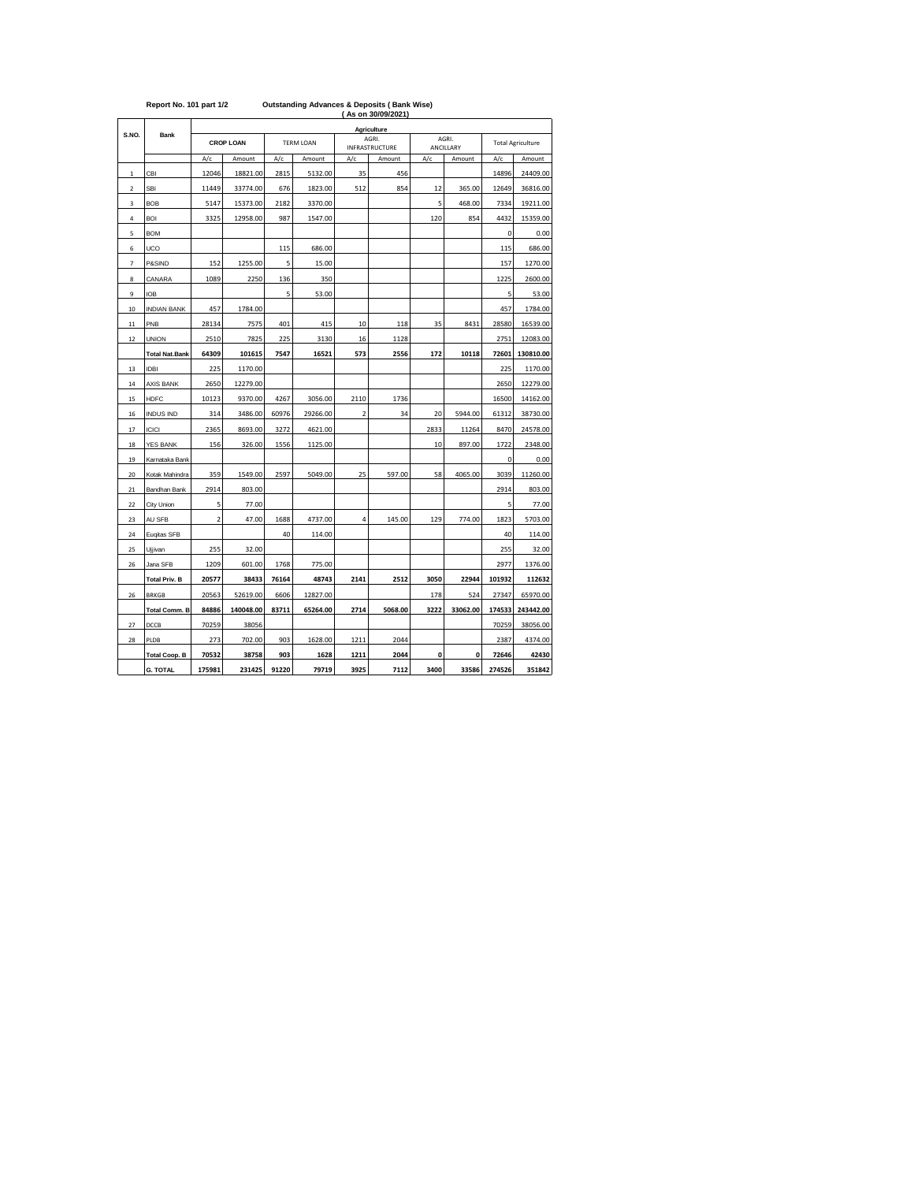Report No. 101 part 1/2 **Outstanding Advances & Deposits ( Bank Wise)**

**( As on 30/09/2021)**

| S.NO. | Bank | Agriculture | | | | | | | | | |
|---|---|---|---|---|---|---|---|---|---|---|---|
| | | CROP LOAN | | TERM LOAN | | AGRI. INFRASTRUCTURE | | AGRI. ANCILLARY | | Total Agriculture | |
| | | A/c | Amount | A/c | Amount | A/c | Amount | A/c | Amount | A/c | Amount |
| 1 | CBI | 12046 | 18821.00 | 2815 | 5132.00 | 35 | 456 | | | 14896 | 24409.00 |
| 2 | SBI | 11449 | 33774.00 | 676 | 1823.00 | 512 | 854 | 12 | 365.00 | 12649 | 36816.00 |
| 3 | BOB | 5147 | 15373.00 | 2182 | 3370.00 | | | 5 | 468.00 | 7334 | 19211.00 |
| 4 | BOI | 3325 | 12958.00 | 987 | 1547.00 | | | 120 | 854 | 4432 | 15359.00 |
| 5 | BOM | | | | | | | | | 0 | 0.00 |
| 6 | UCO | | | 115 | 686.00 | | | | | 115 | 686.00 |
| 7 | P&SIND | 152 | 1255.00 | 5 | 15.00 | | | | | 157 | 1270.00 |
| 8 | CANARA | 1089 | 2250 | 136 | 350 | | | | | 1225 | 2600.00 |
| 9 | IOB | | | 5 | 53.00 | | | | | 5 | 53.00 |
| 10 | INDIAN BANK | 457 | 1784.00 | | | | | | | 457 | 1784.00 |
| 11 | PNB | 28134 | 7575 | 401 | 415 | 10 | 118 | 35 | 8431 | 28580 | 16539.00 |
| 12 | UNION | 2510 | 7825 | 225 | 3130 | 16 | 1128 | | | 2751 | 12083.00 |
| | **Total Nat.Bank** | **64309** | **101615** | **7547** | **16521** | **573** | **2556** | **172** | **10118** | **72601** | **130810.00** |
| 13 | IDBI | 225 | 1170.00 | | | | | | | 225 | 1170.00 |
| 14 | AXIS BANK | 2650 | 12279.00 | | | | | | | 2650 | 12279.00 |
| 15 | HDFC | 10123 | 9370.00 | 4267 | 3056.00 | 2110 | 1736 | | | 16500 | 14162.00 |
| 16 | INDUS IND | 314 | 3486.00 | 60976 | 29266.00 | 2 | 34 | 20 | 5944.00 | 61312 | 38730.00 |
| 17 | ICICI | 2365 | 8693.00 | 3272 | 4621.00 | | | 2833 | 11264 | 8470 | 24578.00 |
| 18 | YES BANK | 156 | 326.00 | 1556 | 1125.00 | | | 10 | 897.00 | 1722 | 2348.00 |
| 19 | Karnataka Bank | | | | | | | | | 0 | 0.00 |
| 20 | Kotak Mahindra | 359 | 1549.00 | 2597 | 5049.00 | 25 | 597.00 | 58 | 4065.00 | 3039 | 11260.00 |
| 21 | Bandhan Bank | 2914 | 803.00 | | | | | | | 2914 | 803.00 |
| 22 | City Union | 5 | 77.00 | | | | | | | 5 | 77.00 |
| 23 | AU SFB | 2 | 47.00 | 1688 | 4737.00 | 4 | 145.00 | 129 | 774.00 | 1823 | 5703.00 |
| 24 | Euqitas SFB | | | 40 | 114.00 | | | | | 40 | 114.00 |
| 25 | Ujjivan | 255 | 32.00 | | | | | | | 255 | 32.00 |
| 26 | Jana SFB | 1209 | 601.00 | 1768 | 775.00 | | | | | 2977 | 1376.00 |
| | **Total Priv. B** | **20577** | **38433** | **76164** | **48743** | **2141** | **2512** | **3050** | **22944** | **101932** | **112632** |
| 26 | BRKGB | 20563 | 52619.00 | 6606 | 12827.00 | | | 178 | 524 | 27347 | 65970.00 |
| | **Total Comm. B** | **84886** | **140048.00** | **83711** | **65264.00** | **2714** | **5068.00** | **3222** | **33062.00** | **174533** | **243442.00** |
| 27 | DCCB | 70259 | 38056 | | | | | | | 70259 | 38056.00 |
| 28 | PLDB | 273 | 702.00 | 903 | 1628.00 | 1211 | 2044 | | | 2387 | 4374.00 |
| | **Total Coop. B** | **70532** | **38758** | **903** | **1628** | **1211** | **2044** | **0** | **0** | **72646** | **42430** |
| | **G. TOTAL** | **175981** | **231425** | **91220** | **79719** | **3925** | **7112** | **3400** | **33586** | **274526** | **351842** |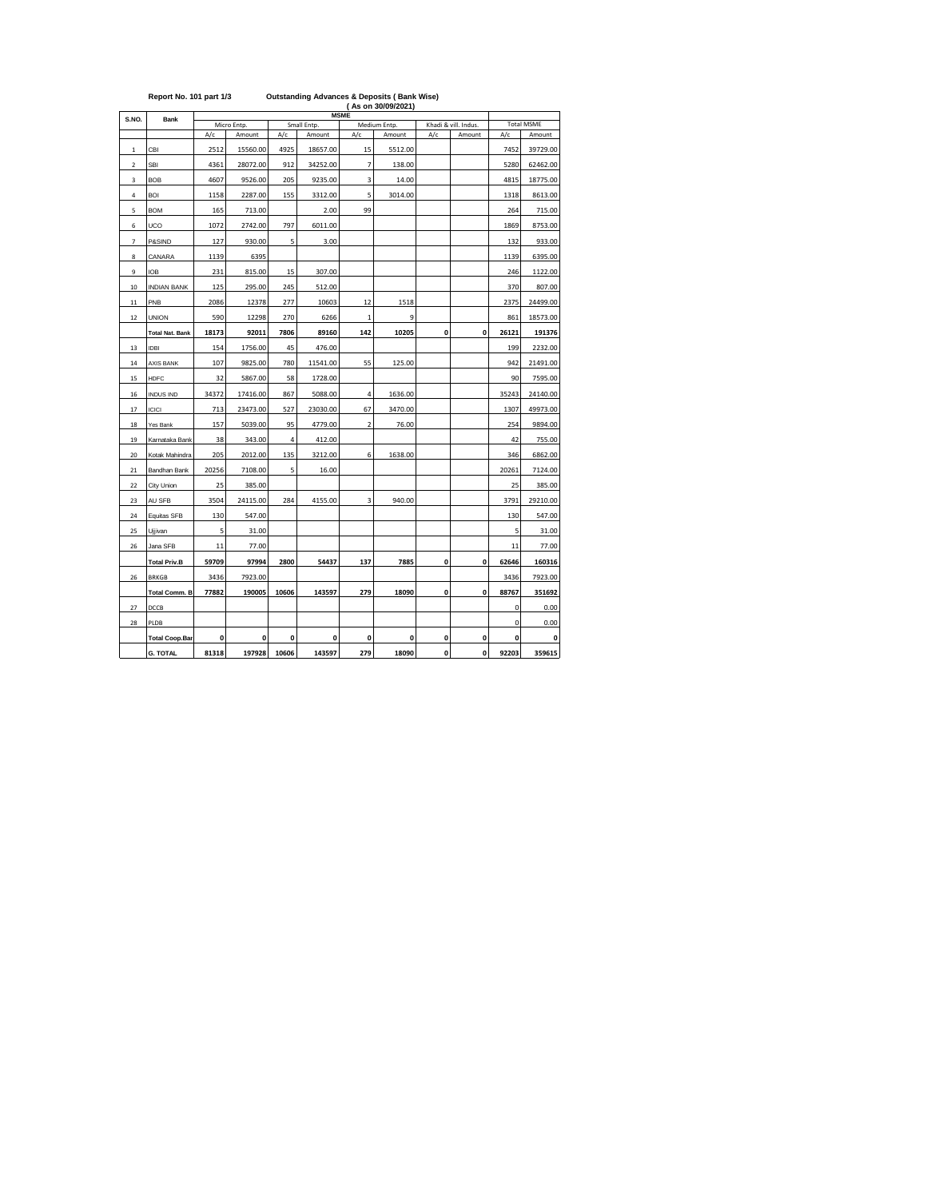**Report No. 101 part 1/3**

**Outstanding Advances & Deposits ( Bank Wise)**

**( As on 30/09/2021)**

| S.NO. | Bank | MSME | | | | | | | | | |
|---|---|---|---|---|---|---|---|---|---|---|---|
| | | Micro Entp. | | Small Entp. | | Medium Entp. | | Khadi & vill. Indus. | | Total MSME | |
| | | A/c | Amount | A/c | Amount | A/c | Amount | A/c | Amount | A/c | Amount |
| 1 | CBI | 2512 | 15560.00 | 4925 | 18657.00 | 15 | 5512.00 | | | 7452 | 39729.00 |
| 2 | SBI | 4361 | 28072.00 | 912 | 34252.00 | 7 | 138.00 | | | 5280 | 62462.00 |
| 3 | BOB | 4607 | 9526.00 | 205 | 9235.00 | 3 | 14.00 | | | 4815 | 18775.00 |
| 4 | BOI | 1158 | 2287.00 | 155 | 3312.00 | 5 | 3014.00 | | | 1318 | 8613.00 |
| 5 | BOM | 165 | 713.00 | | 2.00 | 99 | | | | 264 | 715.00 |
| 6 | UCO | 1072 | 2742.00 | 797 | 6011.00 | | | | | 1869 | 8753.00 |
| 7 | P&SIND | 127 | 930.00 | 5 | 3.00 | | | | | 132 | 933.00 |
| 8 | CANARA | 1139 | 6395 | | | | | | | 1139 | 6395.00 |
| 9 | IOB | 231 | 815.00 | 15 | 307.00 | | | | | 246 | 1122.00 |
| 10 | INDIAN BANK | 125 | 295.00 | 245 | 512.00 | | | | | 370 | 807.00 |
| 11 | PNB | 2086 | 12378 | 277 | 10603 | 12 | 1518 | | | 2375 | 24499.00 |
| 12 | UNION | 590 | 12298 | 270 | 6266 | 1 | 9 | | | 861 | 18573.00 |
| | **Total Nat. Bank** | **18173** | **92011** | **7806** | **89160** | **142** | **10205** | **0** | **0** | **26121** | **191376** |
| 13 | IDBI | 154 | 1756.00 | 45 | 476.00 | | | | | 199 | 2232.00 |
| 14 | AXIS BANK | 107 | 9825.00 | 780 | 11541.00 | 55 | 125.00 | | | 942 | 21491.00 |
| 15 | HDFC | 32 | 5867.00 | 58 | 1728.00 | | | | | 90 | 7595.00 |
| 16 | INDUS IND | 34372 | 17416.00 | 867 | 5088.00 | 4 | 1636.00 | | | 35243 | 24140.00 |
| 17 | ICICI | 713 | 23473.00 | 527 | 23030.00 | 67 | 3470.00 | | | 1307 | 49973.00 |
| 18 | Yes Bank | 157 | 5039.00 | 95 | 4779.00 | 2 | 76.00 | | | 254 | 9894.00 |
| 19 | Karnataka Bank | 38 | 343.00 | 4 | 412.00 | | | | | 42 | 755.00 |
| 20 | Kotak Mahindra | 205 | 2012.00 | 135 | 3212.00 | 6 | 1638.00 | | | 346 | 6862.00 |
| 21 | Bandhan Bank | 20256 | 7108.00 | 5 | 16.00 | | | | | 20261 | 7124.00 |
| 22 | City Union | 25 | 385.00 | | | | | | | 25 | 385.00 |
| 23 | AU SFB | 3504 | 24115.00 | 284 | 4155.00 | 3 | 940.00 | | | 3791 | 29210.00 |
| 24 | Equitas SFB | 130 | 547.00 | | | | | | | 130 | 547.00 |
| 25 | Ujjivan | 5 | 31.00 | | | | | | | 5 | 31.00 |
| 26 | Jana SFB | 11 | 77.00 | | | | | | | 11 | 77.00 |
| | **Total Priv.B** | **59709** | **97994** | **2800** | **54437** | **137** | **7885** | **0** | **0** | **62646** | **160316** |
| 26 | BRKGB | 3436 | 7923.00 | | | | | | | 3436 | 7923.00 |
| | **Total Comm. B** | **77882** | **190005** | **10606** | **143597** | **279** | **18090** | **0** | **0** | **88767** | **351692** |
| 27 | DCCB | | | | | | | | | 0 | 0.00 |
| 28 | PLDB | | | | | | | | | 0 | 0.00 |
| | **Total Coop.Bar** | **0** | **0** | **0** | **0** | **0** | **0** | **0** | **0** | **0** | **0** |
| | **G. TOTAL** | **81318** | **197928** | **10606** | **143597** | **279** | **18090** | **0** | **0** | **92203** | **359615** |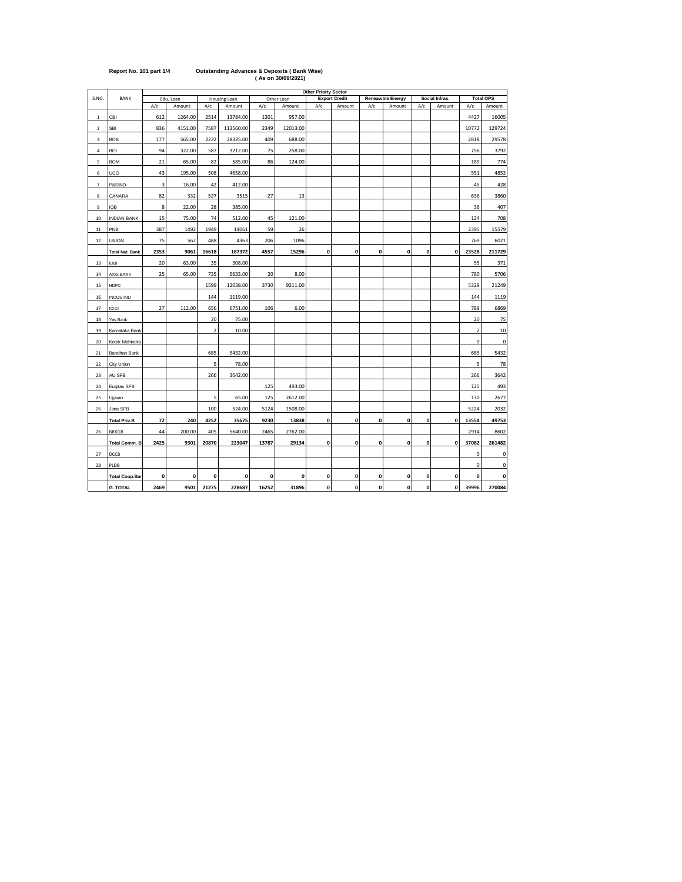Report No. 101 part 1/4 Outstanding Advances & Deposits ( Bank Wise)
( As on 30/09/2021)

| S.NO. | BANK | Other Priorty Sector | | | | | | | | | | | | | |
|---|---|---|---|---|---|---|---|---|---|---|---|---|---|---|---|
| | | Edu. Loan | | Housing Loan | | Other Loan | | Export Credit | | Reneawble Energy | | Social Infras. | | Total OPS | |
| | | A/c | Amount | A/c | Amount | A/c | Amount | A/c | Amount | A/c | Amount | A/c | Amount | A/c | Amount |
| 1 | CBI | 612 | 1264.00 | 2514 | 13784.00 | 1301 | 957.00 | | | | | | | 4427 | 16005 |
| 2 | SBI | 836 | 4151.00 | 7587 | 113560.00 | 2349 | 12013.00 | | | | | | | 10772 | 129724 |
| 3 | BOB | 177 | 565.00 | 2232 | 28325.00 | 409 | 688.00 | | | | | | | 2818 | 29578 |
| 4 | BOI | 94 | 322.00 | 587 | 3212.00 | 75 | 258.00 | | | | | | | 756 | 3792 |
| 5 | BOM | 21 | 65.00 | 82 | 585.00 | 86 | 124.00 | | | | | | | 189 | 774 |
| 6 | UCO | 43 | 195.00 | 508 | 4658.00 | | | | | | | | | 551 | 4853 |
| 7 | P&SIND | 3 | 16.00 | 42 | 412.00 | | | | | | | | | 45 | 428 |
| 8 | CANARA | 82 | 332 | 527 | 3515 | 27 | 13 | | | | | | | 636 | 3860 |
| 9 | IOB | 8 | 22.00 | 28 | 385.00 | | | | | | | | | 36 | 407 |
| 10 | INDIAN BANK | 15 | 75.00 | 74 | 512.00 | 45 | 121.00 | | | | | | | 134 | 708 |
| 11 | PNB | 387 | 1492 | 1949 | 14061 | 59 | 26 | | | | | | | 2395 | 15579 |
| 12 | UNION | 75 | 562 | 488 | 4363 | 206 | 1096 | | | | | | | 769 | 6021 |
| | **Total Nat. Bank** | **2353** | **9061** | **16618** | **187372** | **4557** | **15296** | **0** | **0** | **0** | **0** | **0** | **0** | **23528** | **211729** |
| 13 | IDBI | 20 | 63.00 | 35 | 308.00 | | | | | | | | | 55 | 371 |
| 14 | AXIS BANK | 25 | 65.00 | 735 | 5633.00 | 20 | 8.00 | | | | | | | 780 | 5706 |
| 15 | HDFC | | | 1599 | 12038.00 | 3730 | 9211.00 | | | | | | | 5329 | 21249 |
| 16 | INDUS IND | | | 144 | 1119.00 | | | | | | | | | 144 | 1119 |
| 17 | ICICI | 27 | 112.00 | 656 | 6751.00 | 106 | 6.00 | | | | | | | 789 | 6869 |
| 18 | Yes Bank | | | 20 | 75.00 | | | | | | | | | 20 | 75 |
| 19 | Karnataka Bank | | | 2 | 10.00 | | | | | | | | | 2 | 10 |
| 20 | Kotak Mahindra | | | | | | | | | | | | | 0 | 0 |
| 21 | Bandhan Bank | | | 685 | 5432.00 | | | | | | | | | 685 | 5432 |
| 22 | City Union | | | 5 | 78.00 | | | | | | | | | 5 | 78 |
| 23 | AU SFB | | | 266 | 3642.00 | | | | | | | | | 266 | 3642 |
| 24 | Euqitas SFB | | | | | 125 | 493.00 | | | | | | | 125 | 493 |
| 25 | Ujjivan | | | 5 | 65.00 | 125 | 2612.00 | | | | | | | 130 | 2677 |
| 26 | Jana SFB | | | 100 | 524.00 | 5124 | 1508.00 | | | | | | | 5224 | 2032 |
| | **Total Priv.B** | **72** | **240** | **4252** | **35675** | **9230** | **13838** | **0** | **0** | **0** | **0** | **0** | **0** | **13554** | **49753** |
| 26 | BRKGB | 44 | 200.00 | 405 | 5640.00 | 2465 | 2762.00 | | | | | | | 2914 | 8602 |
| | **Total Comm. B** | **2425** | **9301** | **20870** | **223047** | **13787** | **29134** | **0** | **0** | **0** | **0** | **0** | **0** | **37082** | **261482** |
| 27 | DCCB | | | | | | | | | | | | | 0 | 0 |
| 28 | PLDB | | | | | | | | | | | | | 0 | 0 |
| | **Total Coop.Bar** | **0** | **0** | **0** | **0** | **0** | **0** | **0** | **0** | **0** | **0** | **0** | **0** | **0** | **0** |
| | **G. TOTAL** | **2469** | **9501** | **21275** | **228687** | **16252** | **31896** | **0** | **0** | **0** | **0** | **0** | **0** | **39996** | **270084** |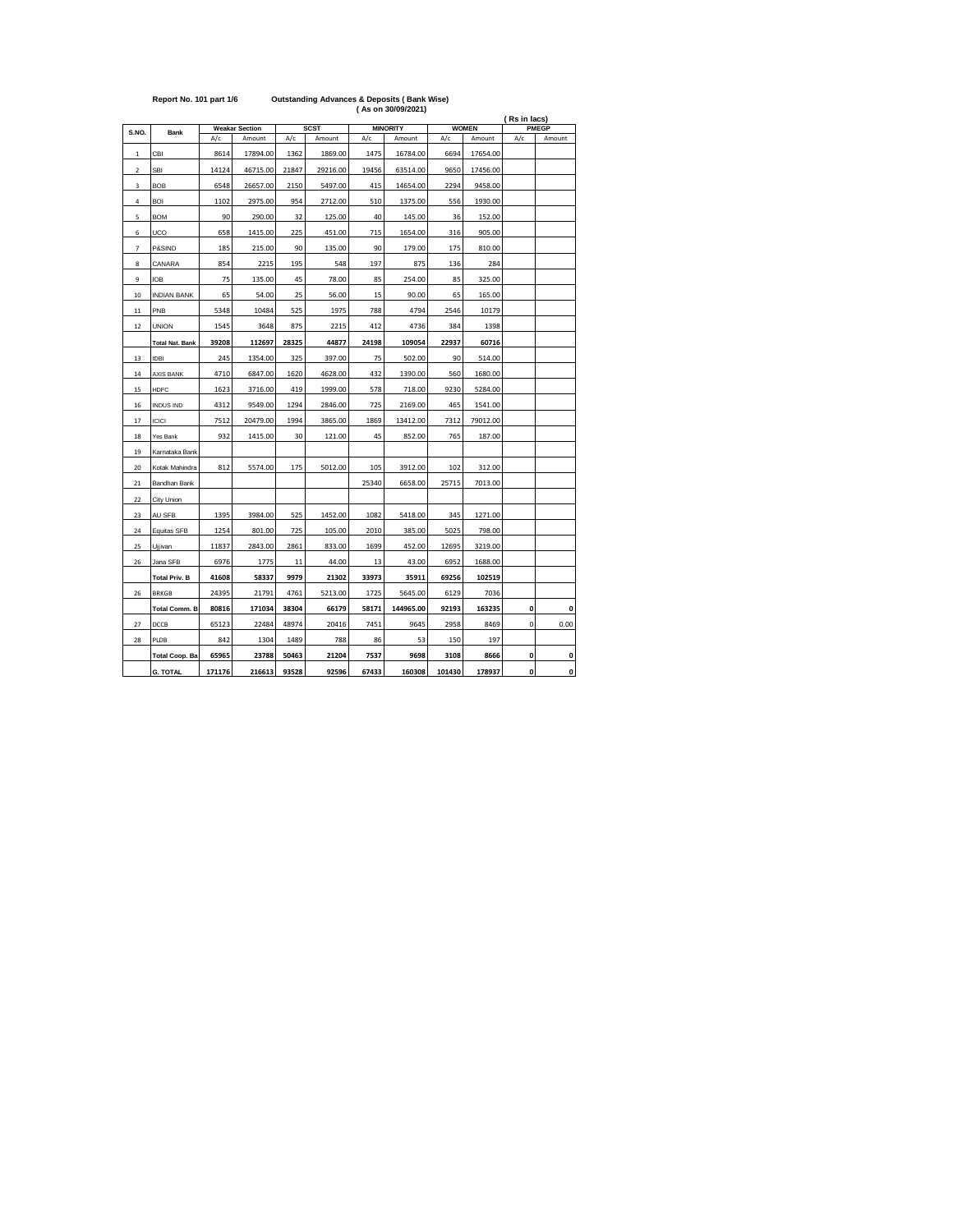**Report No. 101 part 1/6** **Outstanding Advances & Deposits ( Bank Wise)**

**( As on 30/09/2021)**

**( Rs in lacs)**

| S.NO. | Bank | Weakar Section | | SCST | | MINORITY | | WOMEN | | PMEGP | |
|---|---|---|---|---|---|---|---|---|---|---|---|
| | | A/c | Amount | A/c | Amount | A/c | Amount | A/c | Amount | A/c | Amount |
| 1 | CBI | 8614 | 17894.00 | 1362 | 1869.00 | 1475 | 16784.00 | 6694 | 17654.00 | | |
| 2 | SBI | 14124 | 46715.00 | 21847 | 29216.00 | 19456 | 63514.00 | 9650 | 17456.00 | | |
| 3 | BOB | 6548 | 26657.00 | 2150 | 5497.00 | 415 | 14654.00 | 2294 | 9458.00 | | |
| 4 | BOI | 1102 | 2975.00 | 954 | 2712.00 | 510 | 1375.00 | 556 | 1930.00 | | |
| 5 | BOM | 90 | 290.00 | 32 | 125.00 | 40 | 145.00 | 36 | 152.00 | | |
| 6 | UCO | 658 | 1415.00 | 225 | 451.00 | 715 | 1654.00 | 316 | 905.00 | | |
| 7 | P&SIND | 185 | 215.00 | 90 | 135.00 | 90 | 179.00 | 175 | 810.00 | | |
| 8 | CANARA | 854 | 2215 | 195 | 548 | 197 | 875 | 136 | 284 | | |
| 9 | IOB | 75 | 135.00 | 45 | 78.00 | 85 | 254.00 | 85 | 325.00 | | |
| 10 | INDIAN BANK | 65 | 54.00 | 25 | 56.00 | 15 | 90.00 | 65 | 165.00 | | |
| 11 | PNB | 5348 | 10484 | 525 | 1975 | 788 | 4794 | 2546 | 10179 | | |
| 12 | UNION | 1545 | 3648 | 875 | 2215 | 412 | 4736 | 384 | 1398 | | |
| | **Total Nat. Bank** | **39208** | **112697** | **28325** | **44877** | **24198** | **109054** | **22937** | **60716** | | |
| 13 | IDBI | 245 | 1354.00 | 325 | 397.00 | 75 | 502.00 | 90 | 514.00 | | |
| 14 | AXIS BANK | 4710 | 6847.00 | 1620 | 4628.00 | 432 | 1390.00 | 560 | 1680.00 | | |
| 15 | HDFC | 1623 | 3716.00 | 419 | 1999.00 | 578 | 718.00 | 9230 | 5284.00 | | |
| 16 | INDUS IND | 4312 | 9549.00 | 1294 | 2846.00 | 725 | 2169.00 | 465 | 1541.00 | | |
| 17 | ICICI | 7512 | 20479.00 | 1994 | 3865.00 | 1869 | 13412.00 | 7312 | 79012.00 | | |
| 18 | Yes Bank | 932 | 1415.00 | 30 | 121.00 | 45 | 852.00 | 765 | 187.00 | | |
| 19 | Karnataka Bank | | | | | | | | | | |
| 20 | Kotak Mahindra | 812 | 5574.00 | 175 | 5012.00 | 105 | 3912.00 | 102 | 312.00 | | |
| 21 | Bandhan Bank | | | | | 25340 | 6658.00 | 25715 | 7013.00 | | |
| 22 | City Union | | | | | | | | | | |
| 23 | AU SFB | 1395 | 3984.00 | 525 | 1452.00 | 1082 | 5418.00 | 345 | 1271.00 | | |
| 24 | Equitas SFB | 1254 | 801.00 | 725 | 105.00 | 2010 | 385.00 | 5025 | 798.00 | | |
| 25 | Ujjivan | 11837 | 2843.00 | 2861 | 833.00 | 1699 | 452.00 | 12695 | 3219.00 | | |
| 26 | Jana SFB | 6976 | 1775 | 11 | 44.00 | 13 | 43.00 | 6952 | 1688.00 | | |
| | **Total Priv. B** | **41608** | **58337** | **9979** | **21302** | **33973** | **35911** | **69256** | **102519** | | |
| 26 | BRKGB | 24395 | 21791 | 4761 | 5213.00 | 1725 | 5645.00 | 6129 | 7036 | | |
| | **Total Comm. B** | **80816** | **171034** | **38304** | **66179** | **58171** | **144965.00** | **92193** | **163235** | **0** | **0** |
| 27 | DCCB | 65123 | 22484 | 48974 | 20416 | 7451 | 9645 | 2958 | 8469 | 0 | 0.00 |
| 28 | PLDB | 842 | 1304 | 1489 | 788 | 86 | 53 | 150 | 197 | | |
| | **Total Coop. Ba** | **65965** | **23788** | **50463** | **21204** | **7537** | **9698** | **3108** | **8666** | **0** | **0** |
| | **G. TOTAL** | **171176** | **216613** | **93528** | **92596** | **67433** | **160308** | **101430** | **178937** | **0** | **0** |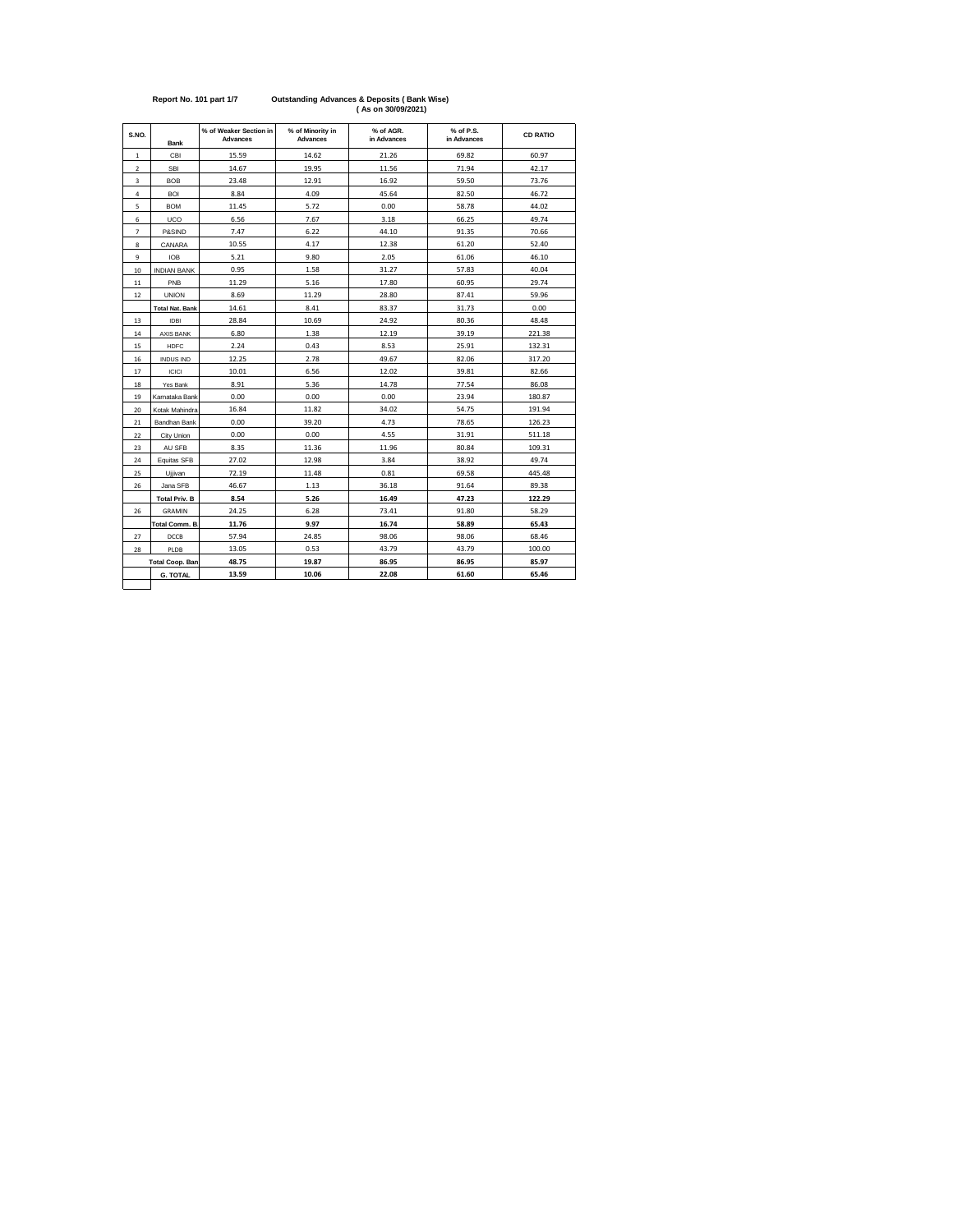Report No. 101 part 1/7 Outstanding Advances & Deposits ( Bank Wise)
( As on 30/09/2021)

| S.NO. | Bank | % of Weaker Section in Advances | % of Minority in Advances | % of AGR. in Advances | % of P.S. in Advances | CD RATIO |
|---|---|---|---|---|---|---|
| 1 | CBI | 15.59 | 14.62 | 21.26 | 69.82 | 60.97 |
| 2 | SBI | 14.67 | 19.95 | 11.56 | 71.94 | 42.17 |
| 3 | BOB | 23.48 | 12.91 | 16.92 | 59.50 | 73.76 |
| 4 | BOI | 8.84 | 4.09 | 45.64 | 82.50 | 46.72 |
| 5 | BOM | 11.45 | 5.72 | 0.00 | 58.78 | 44.02 |
| 6 | UCO | 6.56 | 7.67 | 3.18 | 66.25 | 49.74 |
| 7 | P&SIND | 7.47 | 6.22 | 44.10 | 91.35 | 70.66 |
| 8 | CANARA | 10.55 | 4.17 | 12.38 | 61.20 | 52.40 |
| 9 | IOB | 5.21 | 9.80 | 2.05 | 61.06 | 46.10 |
| 10 | INDIAN BANK | 0.95 | 1.58 | 31.27 | 57.83 | 40.04 |
| 11 | PNB | 11.29 | 5.16 | 17.80 | 60.95 | 29.74 |
| 12 | UNION | 8.69 | 11.29 | 28.80 | 87.41 | 59.96 |
| | **Total Nat. Bank** | 14.61 | 8.41 | 83.37 | 31.73 | 0.00 |
| 13 | IDBI | 28.84 | 10.69 | 24.92 | 80.36 | 48.48 |
| 14 | AXIS BANK | 6.80 | 1.38 | 12.19 | 39.19 | 221.38 |
| 15 | HDFC | 2.24 | 0.43 | 8.53 | 25.91 | 132.31 |
| 16 | INDUS IND | 12.25 | 2.78 | 49.67 | 82.06 | 317.20 |
| 17 | ICICI | 10.01 | 6.56 | 12.02 | 39.81 | 82.66 |
| 18 | Yes Bank | 8.91 | 5.36 | 14.78 | 77.54 | 86.08 |
| 19 | Karnataka Bank | 0.00 | 0.00 | 0.00 | 23.94 | 180.87 |
| 20 | Kotak Mahindra | 16.84 | 11.82 | 34.02 | 54.75 | 191.94 |
| 21 | Bandhan Bank | 0.00 | 39.20 | 4.73 | 78.65 | 126.23 |
| 22 | City Union | 0.00 | 0.00 | 4.55 | 31.91 | 511.18 |
| 23 | AU SFB | 8.35 | 11.36 | 11.96 | 80.84 | 109.31 |
| 24 | Equitas SFB | 27.02 | 12.98 | 3.84 | 38.92 | 49.74 |
| 25 | Ujjivan | 72.19 | 11.48 | 0.81 | 69.58 | 445.48 |
| 26 | Jana SFB | 46.67 | 1.13 | 36.18 | 91.64 | 89.38 |
| | **Total Priv. B** | **8.54** | **5.26** | **16.49** | **47.23** | **122.29** |
| 26 | GRAMIN | 24.25 | 6.28 | 73.41 | 91.80 | 58.29 |
| | **Total Comm. B.** | **11.76** | **9.97** | **16.74** | **58.89** | **65.43** |
| 27 | DCCB | 57.94 | 24.85 | 98.06 | 98.06 | 68.46 |
| 28 | PLDB | 13.05 | 0.53 | 43.79 | 43.79 | 100.00 |
| | **Total Coop. Ban** | **48.75** | **19.87** | **86.95** | **86.95** | **85.97** |
| | **G. TOTAL** | **13.59** | **10.06** | **22.08** | **61.60** | **65.46** |